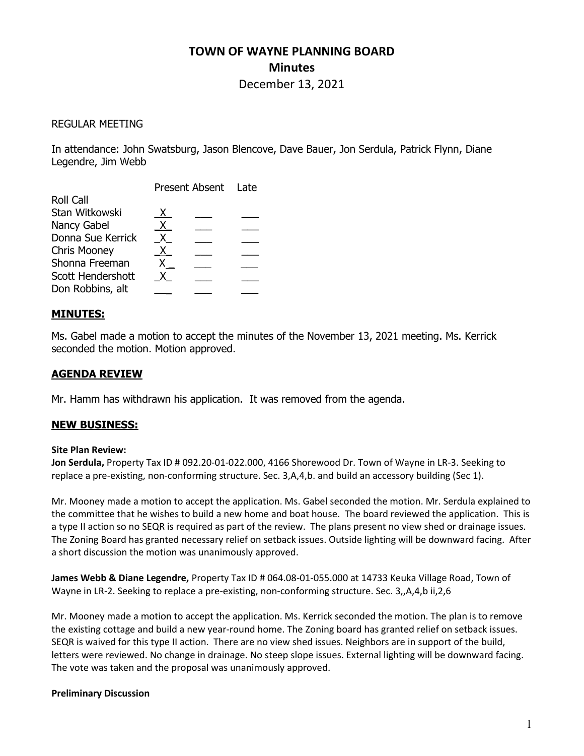# TOWN OF WAYNE PLANNING BOARD

## Minutes

December 13, 2021

REGULAR MEETING

In attendance: John Swatsburg, Jason Blencove, Dave Bauer, Jon Serdula, Patrick Flynn, Diane Legendre, Jim Webb

| Roll Call | Present | Absent | Late |
|---|---|---|---|
| Stan Witkowski | X | | |
| Nancy Gabel | X | | |
| Donna Sue Kerrick | X | | |
| Chris Mooney | X | | |
| Shonna Freeman | X | | |
| Scott Hendershott | X | | |
| Don Robbins, alt | | | |

## MINUTES:

Ms. Gabel made a motion to accept the minutes of the November 13, 2021 meeting. Ms. Kerrick seconded the motion. Motion approved.

## AGENDA REVIEW

Mr. Hamm has withdrawn his application. It was removed from the agenda.

## NEW BUSINESS:

**Site Plan Review:**

**Jon Serdula,** Property Tax ID # 092.20-01-022.000, 4166 Shorewood Dr. Town of Wayne in LR-3. Seeking to replace a pre-existing, non-conforming structure. Sec. 3,A,4,b. and build an accessory building (Sec 1).

Mr. Mooney made a motion to accept the application. Ms. Gabel seconded the motion. Mr. Serdula explained to the committee that he wishes to build a new home and boat house. The board reviewed the application. This is a type II action so no SEQR is required as part of the review. The plans present no view shed or drainage issues. The Zoning Board has granted necessary relief on setback issues. Outside lighting will be downward facing. After a short discussion the motion was unanimously approved.

**James Webb & Diane Legendre,** Property Tax ID # 064.08-01-055.000 at 14733 Keuka Village Road, Town of Wayne in LR-2. Seeking to replace a pre-existing, non-conforming structure. Sec. 3,,A,4,b ii,2,6

Mr. Mooney made a motion to accept the application. Ms. Kerrick seconded the motion. The plan is to remove the existing cottage and build a new year-round home. The Zoning board has granted relief on setback issues. SEQR is waived for this type II action. There are no view shed issues. Neighbors are in support of the build, letters were reviewed. No change in drainage. No steep slope issues. External lighting will be downward facing. The vote was taken and the proposal was unanimously approved.

**Preliminary Discussion**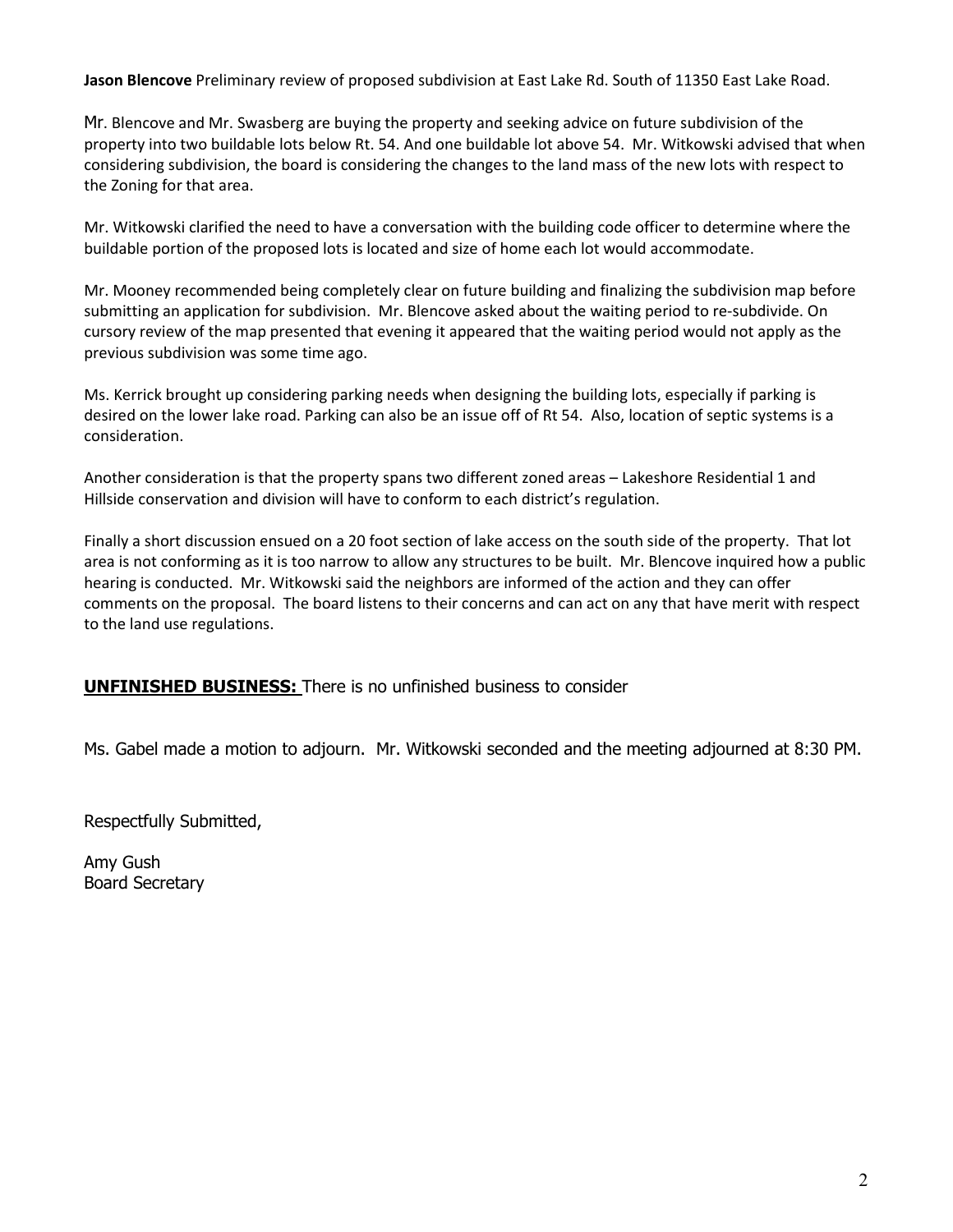**Jason Blencove** Preliminary review of proposed subdivision at East Lake Rd. South of 11350 East Lake Road.

Mr. Blencove and Mr. Swasberg are buying the property and seeking advice on future subdivision of the property into two buildable lots below Rt. 54. And one buildable lot above 54. Mr. Witkowski advised that when considering subdivision, the board is considering the changes to the land mass of the new lots with respect to the Zoning for that area.

Mr. Witkowski clarified the need to have a conversation with the building code officer to determine where the buildable portion of the proposed lots is located and size of home each lot would accommodate.

Mr. Mooney recommended being completely clear on future building and finalizing the subdivision map before submitting an application for subdivision. Mr. Blencove asked about the waiting period to re-subdivide. On cursory review of the map presented that evening it appeared that the waiting period would not apply as the previous subdivision was some time ago.

Ms. Kerrick brought up considering parking needs when designing the building lots, especially if parking is desired on the lower lake road. Parking can also be an issue off of Rt 54. Also, location of septic systems is a consideration.

Another consideration is that the property spans two different zoned areas – Lakeshore Residential 1 and Hillside conservation and division will have to conform to each district's regulation.

Finally a short discussion ensued on a 20 foot section of lake access on the south side of the property. That lot area is not conforming as it is too narrow to allow any structures to be built. Mr. Blencove inquired how a public hearing is conducted. Mr. Witkowski said the neighbors are informed of the action and they can offer comments on the proposal. The board listens to their concerns and can act on any that have merit with respect to the land use regulations.

**UNFINISHED BUSINESS:** There is no unfinished business to consider

Ms. Gabel made a motion to adjourn. Mr. Witkowski seconded and the meeting adjourned at 8:30 PM.

Respectfully Submitted,

Amy Gush
Board Secretary